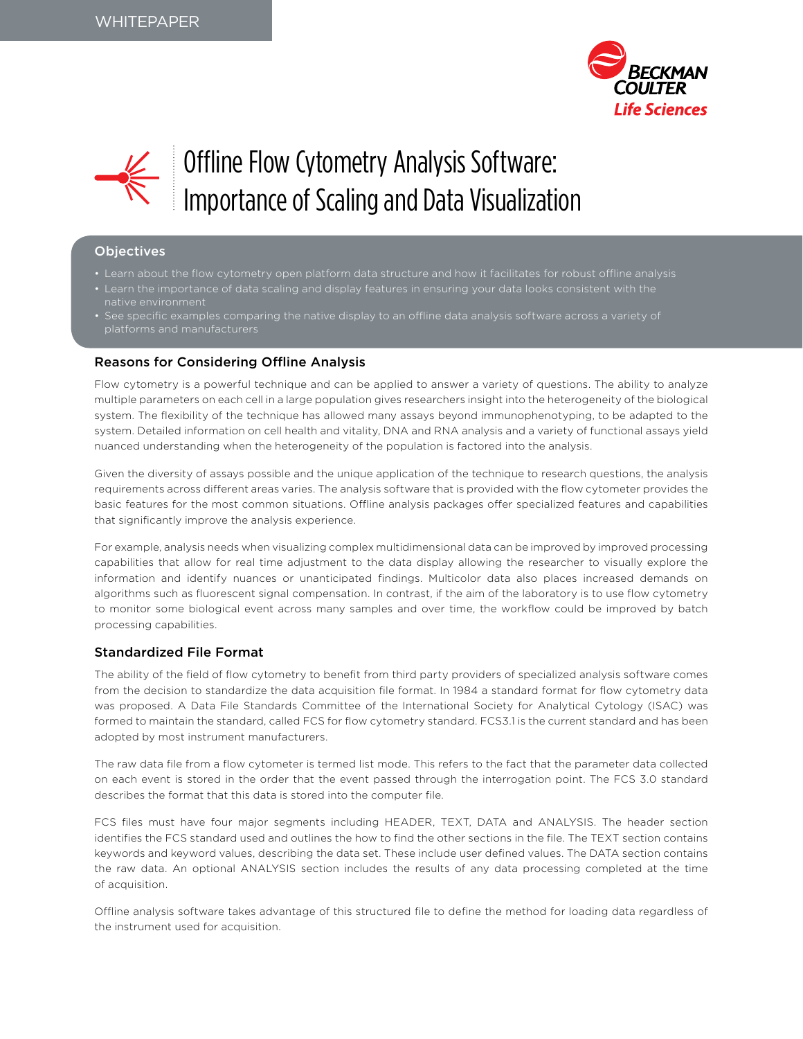WHITEPAPER

# Offline Flow Cytometry Analysis Software: Importance of Scaling and Data Visualization

## Objectives

- Learn about the flow cytometry open platform data structure and how it facilitates for robust offline analysis
- Learn the importance of data scaling and display features in ensuring your data looks consistent with the native environment
- See specific examples comparing the native display to an offline data analysis software across a variety of platforms and manufacturers

## Reasons for Considering Offline Analysis

Flow cytometry is a powerful technique and can be applied to answer a variety of questions. The ability to analyze multiple parameters on each cell in a large population gives researchers insight into the heterogeneity of the biological system. The flexibility of the technique has allowed many assays beyond immunophenotyping, to be adapted to the system. Detailed information on cell health and vitality, DNA and RNA analysis and a variety of functional assays yield nuanced understanding when the heterogeneity of the population is factored into the analysis.

Given the diversity of assays possible and the unique application of the technique to research questions, the analysis requirements across different areas varies. The analysis software that is provided with the flow cytometer provides the basic features for the most common situations. Offline analysis packages offer specialized features and capabilities that significantly improve the analysis experience.

For example, analysis needs when visualizing complex multidimensional data can be improved by improved processing capabilities that allow for real time adjustment to the data display allowing the researcher to visually explore the information and identify nuances or unanticipated findings. Multicolor data also places increased demands on algorithms such as fluorescent signal compensation. In contrast, if the aim of the laboratory is to use flow cytometry to monitor some biological event across many samples and over time, the workflow could be improved by batch processing capabilities.

## Standardized File Format

The ability of the field of flow cytometry to benefit from third party providers of specialized analysis software comes from the decision to standardize the data acquisition file format. In 1984 a standard format for flow cytometry data was proposed. A Data File Standards Committee of the International Society for Analytical Cytology (ISAC) was formed to maintain the standard, called FCS for flow cytometry standard. FCS3.1 is the current standard and has been adopted by most instrument manufacturers.

The raw data file from a flow cytometer is termed list mode. This refers to the fact that the parameter data collected on each event is stored in the order that the event passed through the interrogation point. The FCS 3.0 standard describes the format that this data is stored into the computer file.

FCS files must have four major segments including HEADER, TEXT, DATA and ANALYSIS. The header section identifies the FCS standard used and outlines the how to find the other sections in the file. The TEXT section contains keywords and keyword values, describing the data set. These include user defined values. The DATA section contains the raw data. An optional ANALYSIS section includes the results of any data processing completed at the time of acquisition.

Offline analysis software takes advantage of this structured file to define the method for loading data regardless of the instrument used for acquisition.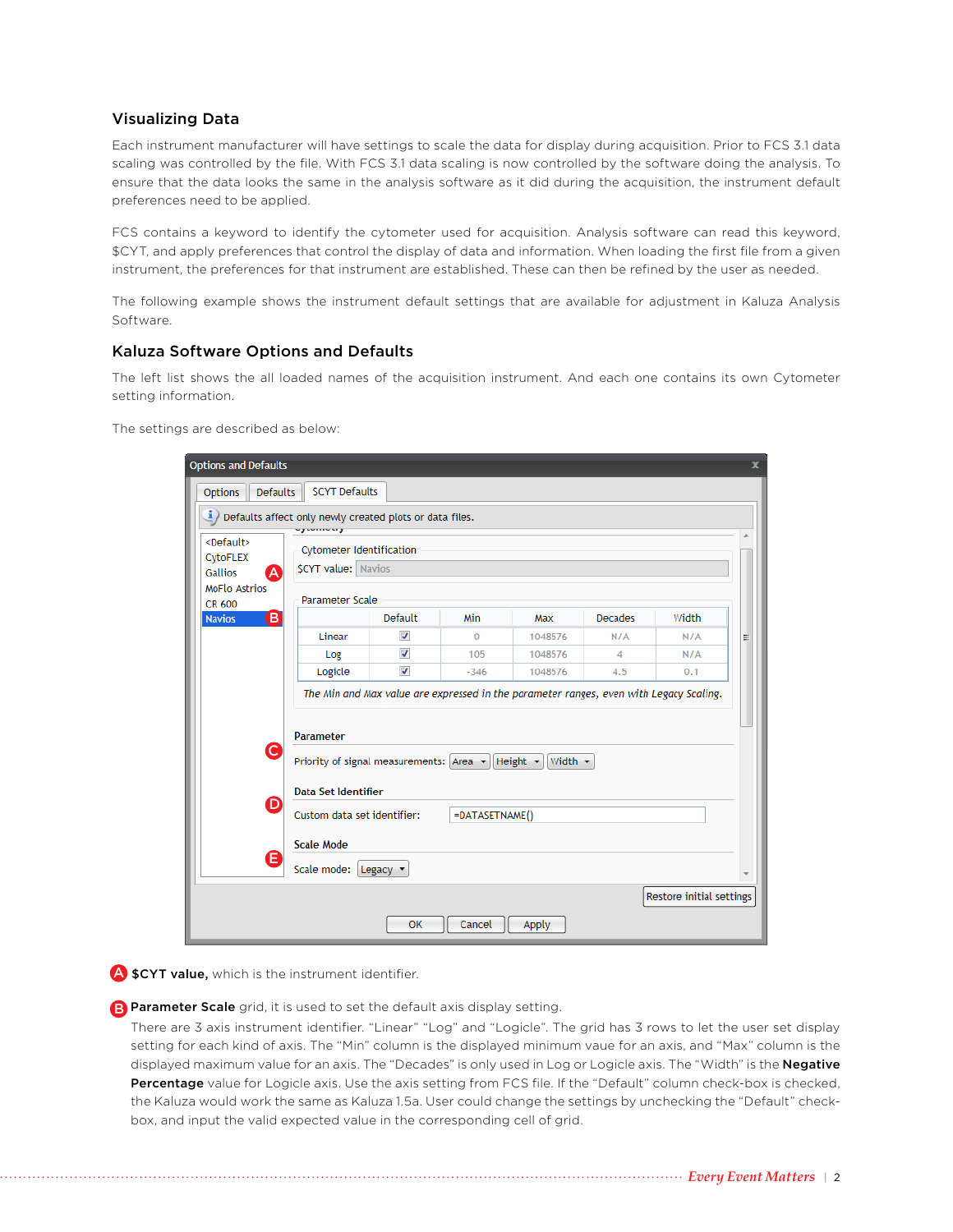## Visualizing Data

Each instrument manufacturer will have settings to scale the data for display during acquisition. Prior to FCS 3.1 data scaling was controlled by the file. With FCS 3.1 data scaling is now controlled by the software doing the analysis. To ensure that the data looks the same in the analysis software as it did during the acquisition, the instrument default preferences need to be applied.

FCS contains a keyword to identify the cytometer used for acquisition. Analysis software can read this keyword, $CYT, and apply preferences that control the display of data and information. When loading the first file from a given instrument, the preferences for that instrument are established. These can then be refined by the user as needed.

The following example shows the instrument default settings that are available for adjustment in Kaluza Analysis Software.

## Kaluza Software Options and Defaults

The left list shows the all loaded names of the acquisition instrument. And each one contains its own Cytometer setting information.

The settings are described as below:

**A** **$CYT value,** which is the instrument identifier.

**B** **Parameter Scale** grid, it is used to set the default axis display setting.
There are 3 axis instrument identifier. "Linear" "Log" and "Logicle". The grid has 3 rows to let the user set display setting for each kind of axis. The "Min" column is the displayed minimum vaue for an axis, and "Max" column is the displayed maximum value for an axis. The "Decades" is only used in Log or Logicle axis. The "Width" is the **Negative Percentage** value for Logicle axis. Use the axis setting from FCS file. If the "Default" column check-box is checked, the Kaluza would work the same as Kaluza 1.5a. User could change the settings by unchecking the "Default" check-box, and input the valid expected value in the corresponding cell of grid.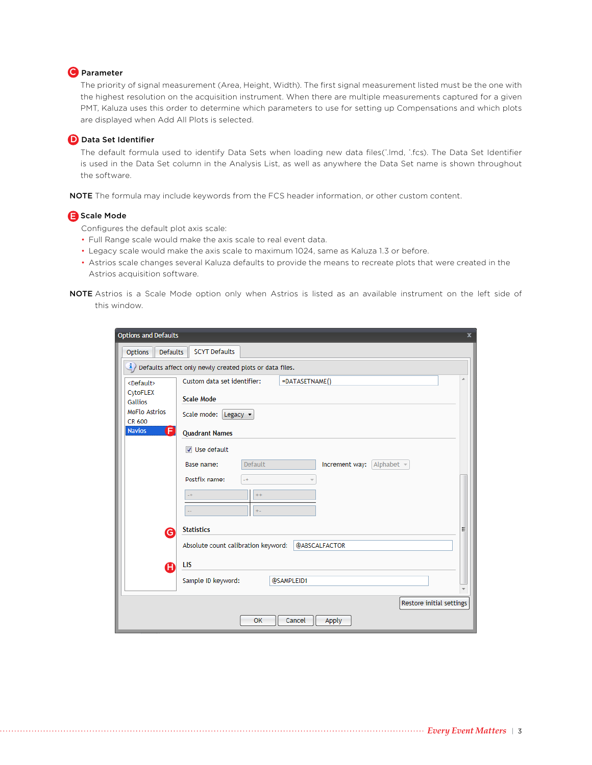### C Parameter

The priority of signal measurement (Area, Height, Width). The first signal measurement listed must be the one with the highest resolution on the acquisition instrument. When there are multiple measurements captured for a given PMT, Kaluza uses this order to determine which parameters to use for setting up Compensations and which plots are displayed when Add All Plots is selected.

### D Data Set Identifier

The default formula used to identify Data Sets when loading new data files(*.lmd, *.fcs). The Data Set Identifier is used in the Data Set column in the Analysis List, as well as anywhere the Data Set name is shown throughout the software.

**NOTE** The formula may include keywords from the FCS header information, or other custom content.

### E Scale Mode

Configures the default plot axis scale:

- Full Range scale would make the axis scale to real event data.
- Legacy scale would make the axis scale to maximum 1024, same as Kaluza 1.3 or before.
- Astrios scale changes several Kaluza defaults to provide the means to recreate plots that were created in the Astrios acquisition software.

**NOTE** Astrios is a Scale Mode option only when Astrios is listed as an available instrument on the left side of this window.

Options and Defaults

Options | Defaults | SCYT Defaults

Defaults affect only newly created plots or data files.

<Default>
CytoFLEX
Gallios
MoFlo Astrios
CR 600
Navios F

Custom data set identifier: =DATASETNAME()

Scale Mode

Scale mode: Legacy

Quadrant Names

Use default

Base name: Default    Increment way: Alphabet

Postfix name: -+

-+  ++
--  +-

G Statistics

Absolute count calibration keyword: @ABSCALFACTOR

H LIS

Sample ID keyword: @SAMPLEID1

Restore initial settings

OK  Cancel  Apply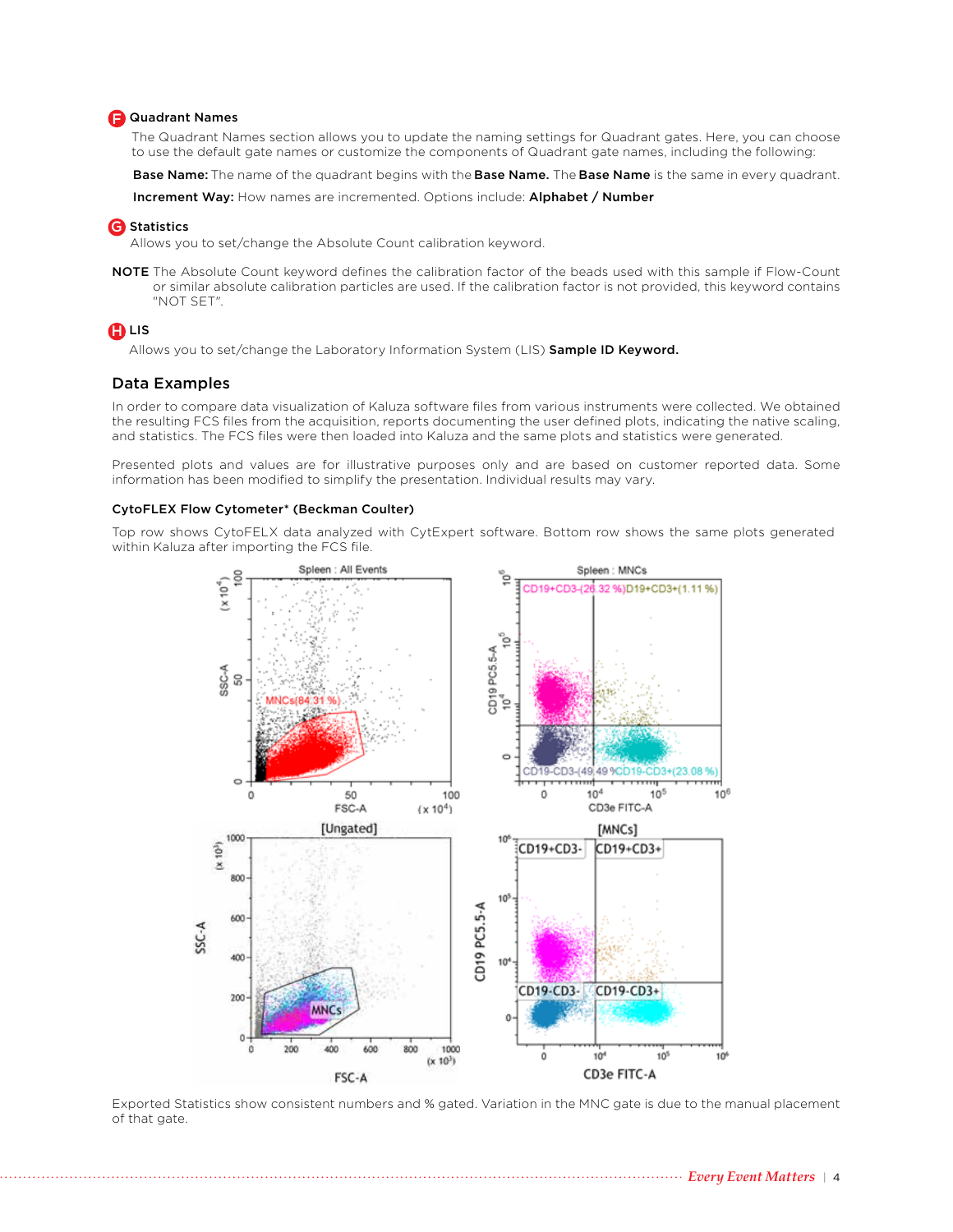**F** Quadrant Names

The Quadrant Names section allows you to update the naming settings for Quadrant gates. Here, you can choose to use the default gate names or customize the components of Quadrant gate names, including the following:

**Base Name:** The name of the quadrant begins with the **Base Name.** The **Base Name** is the same in every quadrant.

**Increment Way:** How names are incremented. Options include: **Alphabet / Number**

**G** Statistics

Allows you to set/change the Absolute Count calibration keyword.

**NOTE** The Absolute Count keyword defines the calibration factor of the beads used with this sample if Flow-Count or similar absolute calibration particles are used. If the calibration factor is not provided, this keyword contains "NOT SET".

**H** LIS

Allows you to set/change the Laboratory Information System (LIS) **Sample ID Keyword.**

## Data Examples

In order to compare data visualization of Kaluza software files from various instruments were collected. We obtained the resulting FCS files from the acquisition, reports documenting the user defined plots, indicating the native scaling, and statistics. The FCS files were then loaded into Kaluza and the same plots and statistics were generated.

Presented plots and values are for illustrative purposes only and are based on customer reported data. Some information has been modified to simplify the presentation. Individual results may vary.

### CytoFLEX Flow Cytometer* (Beckman Coulter)

Top row shows CytoFELX data analyzed with CytExpert software. Bottom row shows the same plots generated within Kaluza after importing the FCS file.

Exported Statistics show consistent numbers and % gated. Variation in the MNC gate is due to the manual placement of that gate.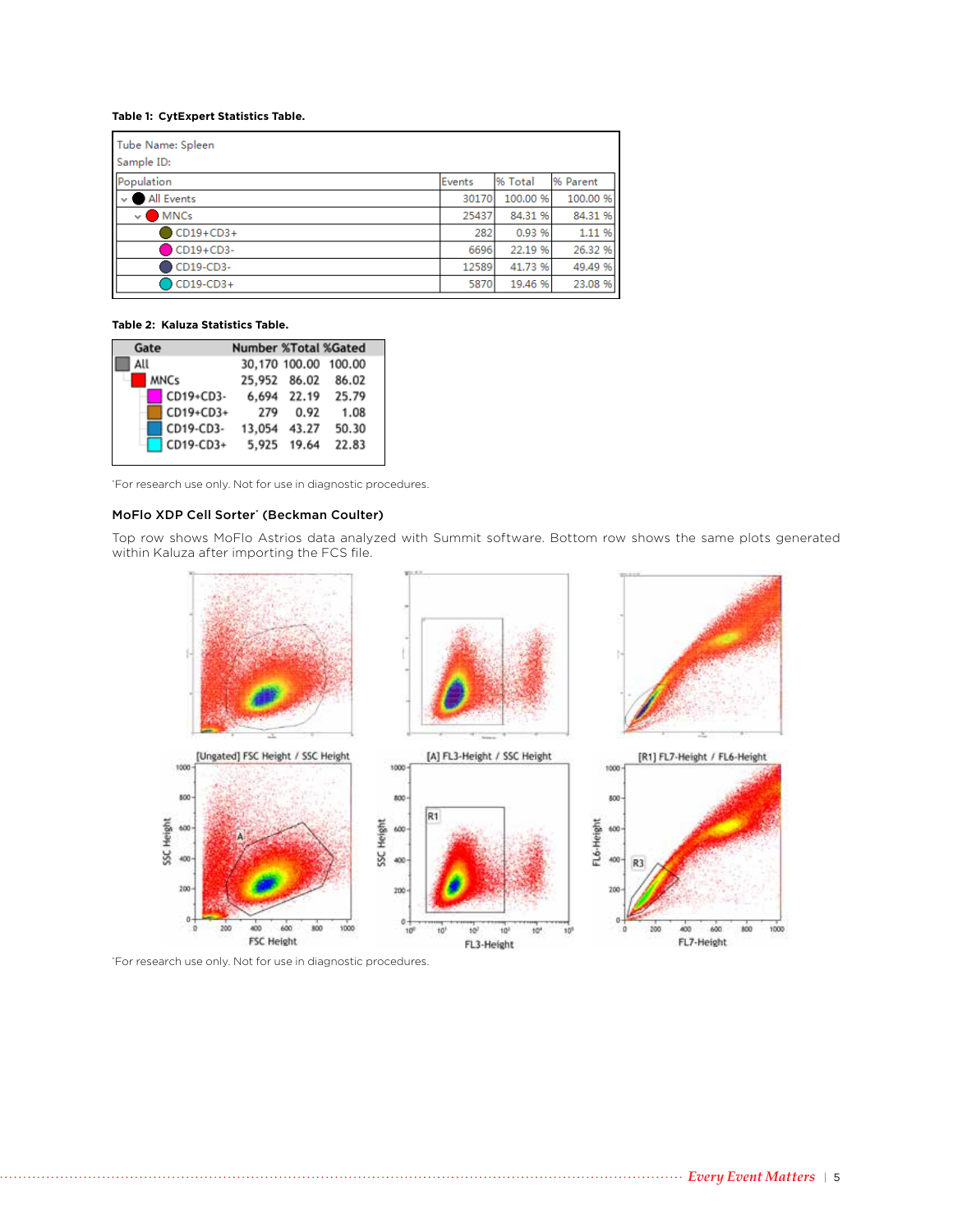**Table 1: CytExpert Statistics Table.**

Tube Name: Spleen
Sample ID:

| Population | Events | % Total | % Parent |
|---|---|---|---|
| All Events | 30170 | 100.00 % | 100.00 % |
| MNCs | 25437 | 84.31 % | 84.31 % |
| CD19+CD3+ | 282 | 0.93 % | 1.11 % |
| CD19+CD3- | 6696 | 22.19 % | 26.32 % |
| CD19-CD3- | 12589 | 41.73 % | 49.49 % |
| CD19-CD3+ | 5870 | 19.46 % | 23.08 % |

**Table 2: Kaluza Statistics Table.**

| Gate | Number | %Total | %Gated |
|---|---|---|---|
| All | 30,170 | 100.00 | 100.00 |
| MNCs | 25,952 | 86.02 | 86.02 |
| CD19+CD3- | 6,694 | 22.19 | 25.79 |
| CD19+CD3+ | 279 | 0.92 | 1.08 |
| CD19-CD3- | 13,054 | 43.27 | 50.30 |
| CD19-CD3+ | 5,925 | 19.64 | 22.83 |

*For research use only. Not for use in diagnostic procedures.

### MoFlo XDP Cell Sorter* (Beckman Coulter)

Top row shows MoFlo Astrios data analyzed with Summit software. Bottom row shows the same plots generated within Kaluza after importing the FCS file.

*For research use only. Not for use in diagnostic procedures.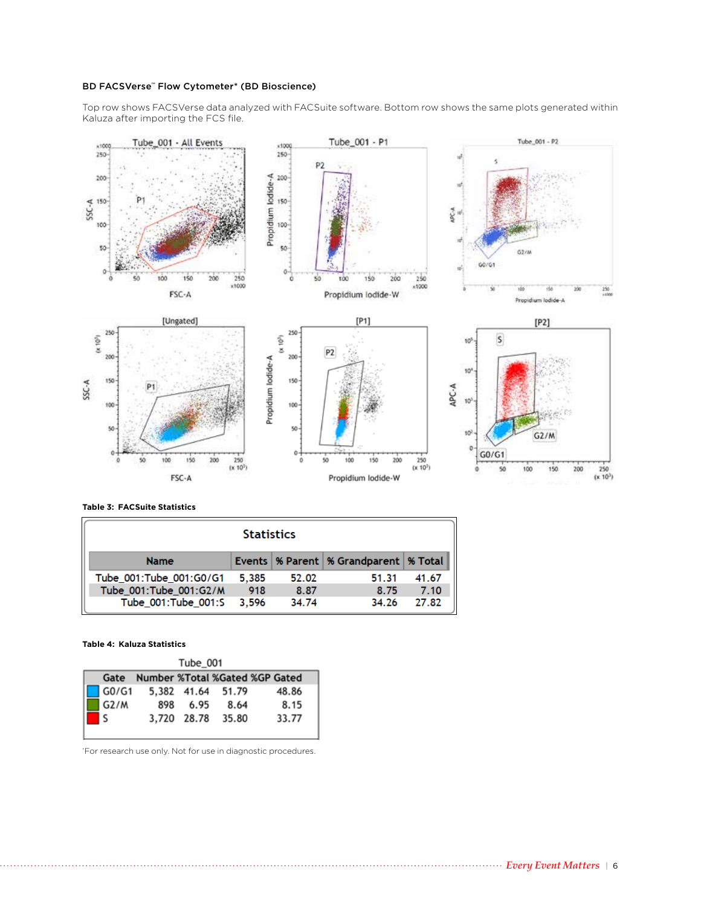**BD FACSVerse™ Flow Cytometer* (BD Bioscience)**

Top row shows FACSVerse data analyzed with FACSuite software. Bottom row shows the same plots generated within Kaluza after importing the FCS file.

**Table 3: FACSuite Statistics**

| Name | Events | % Parent | % Grandparent | % Total |
|---|---|---|---|---|
| Tube_001:Tube_001:G0/G1 | 5,385 | 52.02 | 51.31 | 41.67 |
| Tube_001:Tube_001:G2/M | 918 | 8.87 | 8.75 | 7.10 |
| Tube_001:Tube_001:S | 3,596 | 34.74 | 34.26 | 27.82 |

**Table 4: Kaluza Statistics**

| Gate | Number | %Total | %Gated | %GP Gated |
|---|---|---|---|---|
| G0/G1 | 5,382 | 41.64 | 51.79 | 48.86 |
| G2/M | 898 | 6.95 | 8.64 | 8.15 |
| S | 3,720 | 28.78 | 35.80 | 33.77 |

*For research use only. Not for use in diagnostic procedures.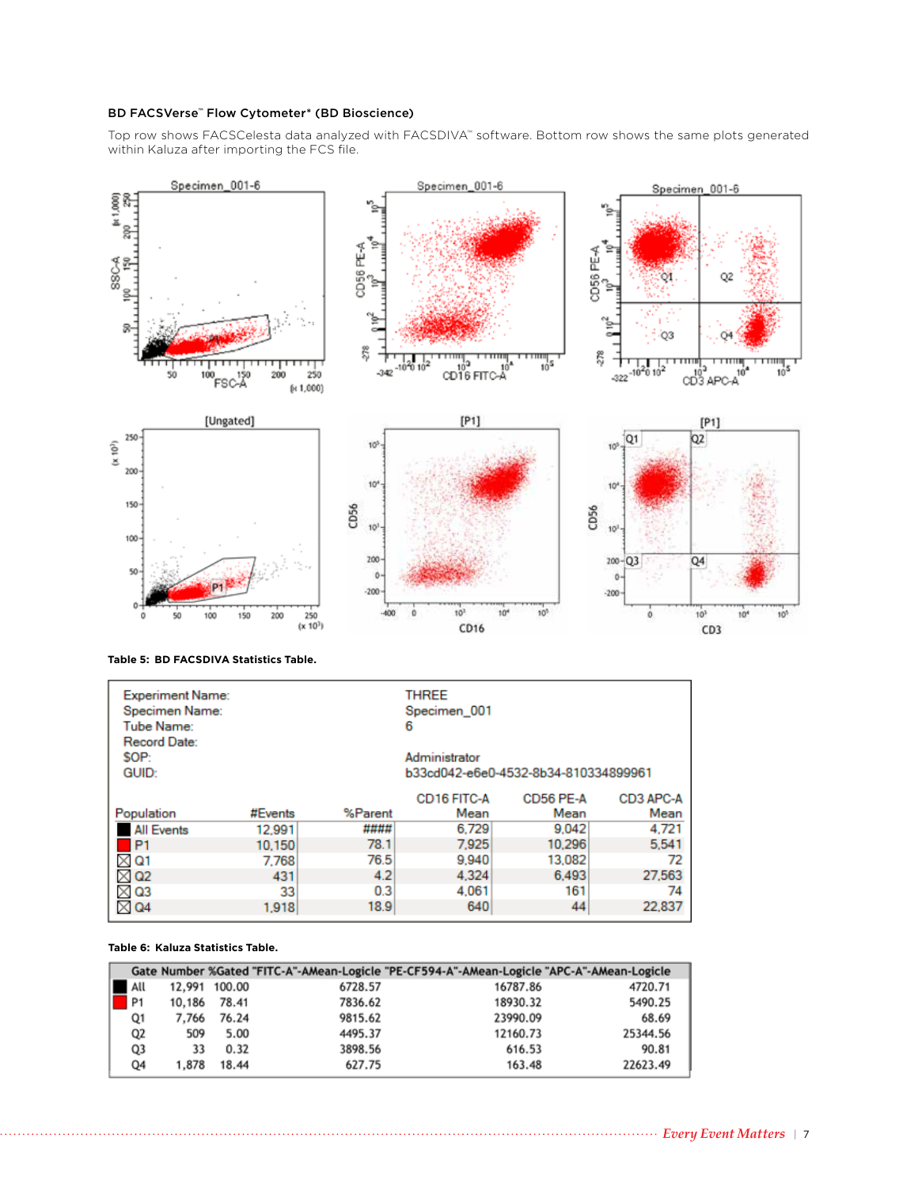**BD FACSVerse™ Flow Cytometer\* (BD Bioscience)**

Top row shows FACSCelesta data analyzed with FACSDIVA™ software. Bottom row shows the same plots generated within Kaluza after importing the FCS file.

**Table 5: BD FACSDIVA Statistics Table.**

| Experiment Name: | THREE | | | | |
|---|---|---|---|---|---|
| Specimen Name: | Specimen_001 | | | | |
| Tube Name: | 6 | | | | |
| Record Date: | | | | | |
| SOP: | Administrator | | | | |
| GUID: | b33cd042-e6e0-4532-8b34-810334899961 | | | | |

| Population | #Events | %Parent | CD16 FITC-A Mean | CD56 PE-A Mean | CD3 APC-A Mean |
|---|---|---|---|---|---|
| All Events | 12,991 | #### | 6,729 | 9,042 | 4,721 |
| P1 | 10,150 | 78.1 | 7,925 | 10,296 | 5,541 |
| Q1 | 7,768 | 76.5 | 9,940 | 13,082 | 72 |
| Q2 | 431 | 4.2 | 4,324 | 6,493 | 27,563 |
| Q3 | 33 | 0.3 | 4,061 | 161 | 74 |
| Q4 | 1,918 | 18.9 | 640 | 44 | 22,837 |

**Table 6: Kaluza Statistics Table.**

| Gate | Number | %Gated | "FITC-A"-AMean-Logicle | "PE-CF594-A"-AMean-Logicle | "APC-A"-AMean-Logicle |
|---|---|---|---|---|---|
| All | 12,991 | 100.00 | 6728.57 | 16787.86 | 4720.71 |
| P1 | 10,186 | 78.41 | 7836.62 | 18930.32 | 5490.25 |
| Q1 | 7,766 | 76.24 | 9815.62 | 23990.09 | 68.69 |
| Q2 | 509 | 5.00 | 4495.37 | 12160.73 | 25344.56 |
| Q3 | 33 | 0.32 | 3898.56 | 616.53 | 90.81 |
| Q4 | 1,878 | 18.44 | 627.75 | 163.48 | 22623.49 |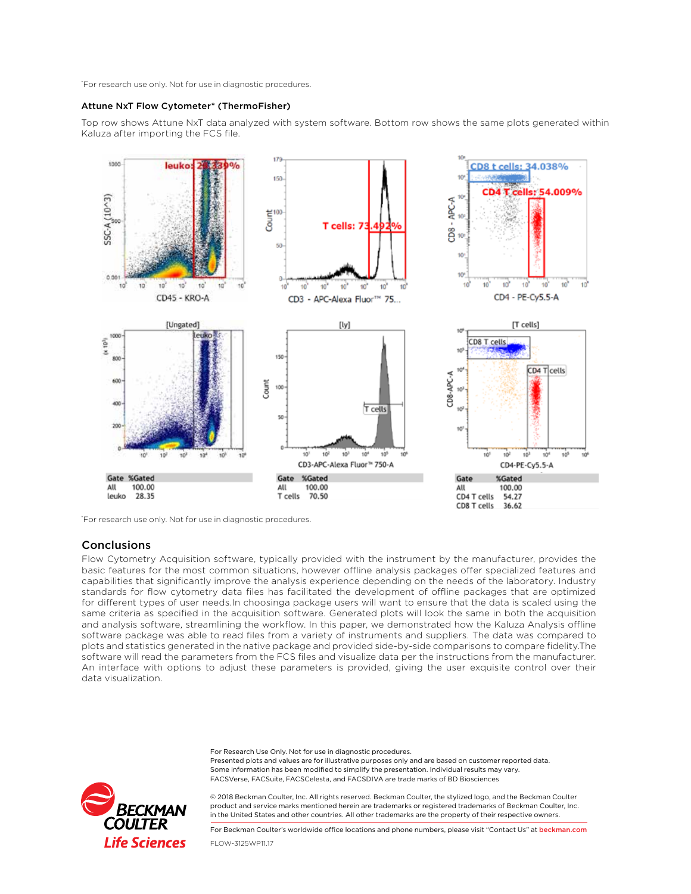*For research use only. Not for use in diagnostic procedures.

**Attune NxT Flow Cytometer* (ThermoFisher)**

Top row shows Attune NxT data analyzed with system software. Bottom row shows the same plots generated within Kaluza after importing the FCS file.

leuko: 28.339%

SSC-A (10^3)

CD45 - KRO-A

T cells: 73.492%

Count

CD3 - APC-Alexa Fluor™ 75...

CD8 t cells: 34.038%

CD4 T cells: 54.009%

CD8 - APC-A

CD4 - PE-Cy5.5-A

[Ungated]

leuko

CD45-KRO-A

[ly]

T cells

Count

CD3-APC-Alexa Fluor™ 750-A

[T cells]

CD8 T cells

CD4 T cells

CD8-APC-A

CD4-PE-Cy5.5-A

Gate %Gated
All 100.00
leuko 28.35

Gate %Gated
All 100.00
T cells 70.50

Gate %Gated
All 100.00
CD4 T cells 54.27
CD8 T cells 36.62

*For research use only. Not for use in diagnostic procedures.

## Conclusions

Flow Cytometry Acquisition software, typically provided with the instrument by the manufacturer, provides the basic features for the most common situations, however offline analysis packages offer specialized features and capabilities that significantly improve the analysis experience depending on the needs of the laboratory. Industry standards for flow cytometry data files has facilitated the development of offline packages that are optimized for different types of user needs.In choosinga package users will want to ensure that the data is scaled using the same criteria as specified in the acquisition software. Generated plots will look the same in both the acquisition and analysis software, streamlining the workflow. In this paper, we demonstrated how the Kaluza Analysis offline software package was able to read files from a variety of instruments and suppliers. The data was compared to plots and statistics generated in the native package and provided side-by-side comparisons to compare fidelity.The software will read the parameters from the FCS files and visualize data per the instructions from the manufacturer. An interface with options to adjust these parameters is provided, giving the user exquisite control over their data visualization.

For Research Use Only. Not for use in diagnostic procedures.
Presented plots and values are for illustrative purposes only and are based on customer reported data.
Some information has been modified to simplify the presentation. Individual results may vary.
FACSVerse, FACSuite, FACSCelesta, and FACSDIVA are trade marks of BD Biosciences

© 2018 Beckman Coulter, Inc. All rights reserved. Beckman Coulter, the stylized logo, and the Beckman Coulter product and service marks mentioned herein are trademarks or registered trademarks of Beckman Coulter, Inc. in the United States and other countries. All other trademarks are the property of their respective owners.

For Beckman Coulter's worldwide office locations and phone numbers, please visit "Contact Us" at beckman.com

BECKMAN COULTER Life Sciences

FLOW-3125WP11.17